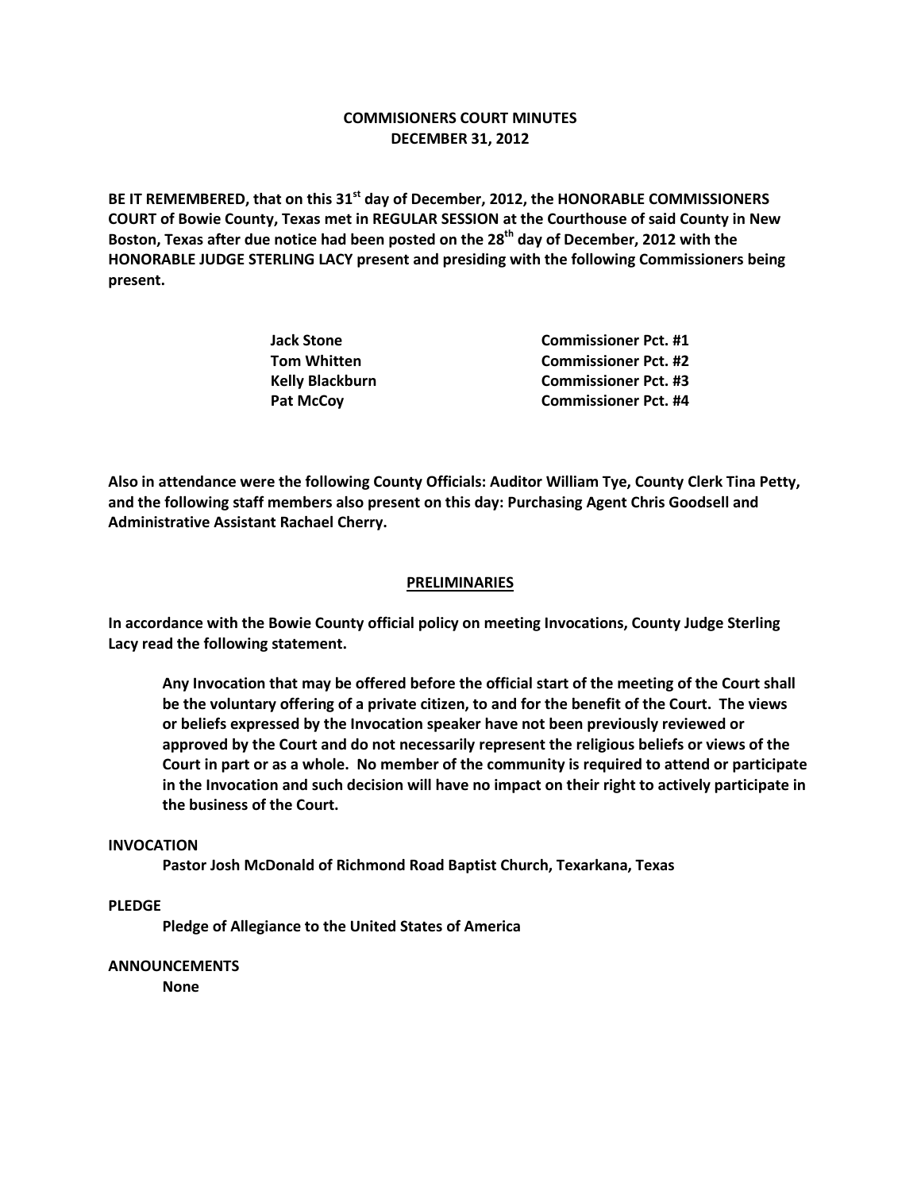# COMMISIONERS COURT MINUTES
## DECEMBER 31, 2012

**BE IT REMEMBERED, that on this 31st day of December, 2012, the HONORABLE COMMISSIONERS COURT of Bowie County, Texas met in REGULAR SESSION at the Courthouse of said County in New Boston, Texas after due notice had been posted on the 28th day of December, 2012 with the HONORABLE JUDGE STERLING LACY present and presiding with the following Commissioners being present.**

| | |
|---|---|
| **Jack Stone** | **Commissioner Pct. #1** |
| **Tom Whitten** | **Commissioner Pct. #2** |
| **Kelly Blackburn** | **Commissioner Pct. #3** |
| **Pat McCoy** | **Commissioner Pct. #4** |

**Also in attendance were the following County Officials: Auditor William Tye, County Clerk Tina Petty, and the following staff members also present on this day: Purchasing Agent Chris Goodsell and Administrative Assistant Rachael Cherry.**

## PRELIMINARIES

**In accordance with the Bowie County official policy on meeting Invocations, County Judge Sterling Lacy read the following statement.**

> **Any Invocation that may be offered before the official start of the meeting of the Court shall be the voluntary offering of a private citizen, to and for the benefit of the Court. The views or beliefs expressed by the Invocation speaker have not been previously reviewed or approved by the Court and do not necessarily represent the religious beliefs or views of the Court in part or as a whole. No member of the community is required to attend or participate in the Invocation and such decision will have no impact on their right to actively participate in the business of the Court.**

**INVOCATION**

**Pastor Josh McDonald of Richmond Road Baptist Church, Texarkana, Texas**

**PLEDGE**

**Pledge of Allegiance to the United States of America**

**ANNOUNCEMENTS**

**None**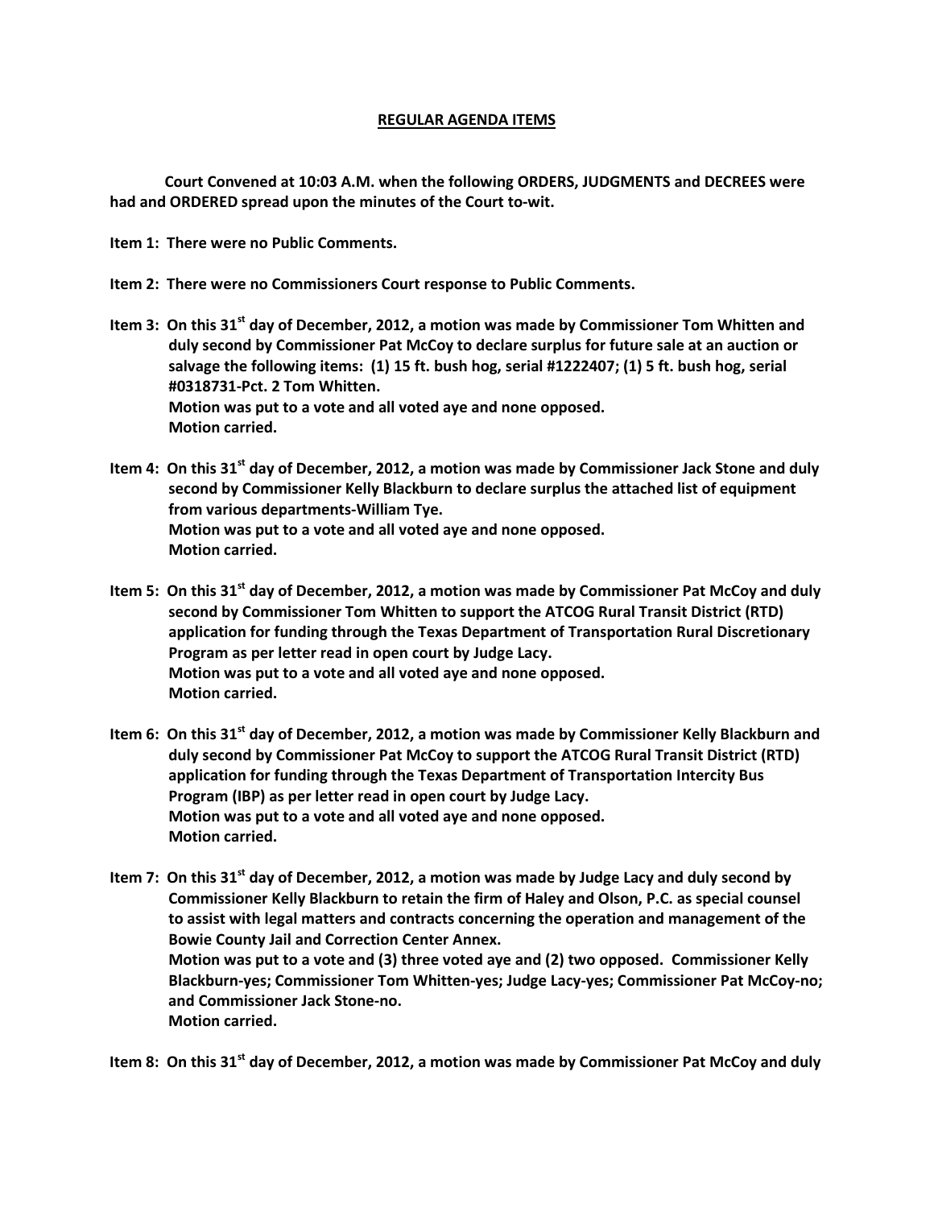## REGULAR AGENDA ITEMS

**Court Convened at 10:03 A.M. when the following ORDERS, JUDGMENTS and DECREES were had and ORDERED spread upon the minutes of the Court to-wit.**

**Item 1: There were no Public Comments.**

**Item 2: There were no Commissioners Court response to Public Comments.**

**Item 3: On this 31st day of December, 2012, a motion was made by Commissioner Tom Whitten and duly second by Commissioner Pat McCoy to declare surplus for future sale at an auction or salvage the following items: (1) 15 ft. bush hog, serial #1222407; (1) 5 ft. bush hog, serial #0318731-Pct. 2 Tom Whitten.**
**Motion was put to a vote and all voted aye and none opposed.**
**Motion carried.**

**Item 4: On this 31st day of December, 2012, a motion was made by Commissioner Jack Stone and duly second by Commissioner Kelly Blackburn to declare surplus the attached list of equipment from various departments-William Tye.**
**Motion was put to a vote and all voted aye and none opposed.**
**Motion carried.**

**Item 5: On this 31st day of December, 2012, a motion was made by Commissioner Pat McCoy and duly second by Commissioner Tom Whitten to support the ATCOG Rural Transit District (RTD) application for funding through the Texas Department of Transportation Rural Discretionary Program as per letter read in open court by Judge Lacy.**
**Motion was put to a vote and all voted aye and none opposed.**
**Motion carried.**

**Item 6: On this 31st day of December, 2012, a motion was made by Commissioner Kelly Blackburn and duly second by Commissioner Pat McCoy to support the ATCOG Rural Transit District (RTD) application for funding through the Texas Department of Transportation Intercity Bus Program (IBP) as per letter read in open court by Judge Lacy.**
**Motion was put to a vote and all voted aye and none opposed.**
**Motion carried.**

**Item 7: On this 31st day of December, 2012, a motion was made by Judge Lacy and duly second by Commissioner Kelly Blackburn to retain the firm of Haley and Olson, P.C. as special counsel to assist with legal matters and contracts concerning the operation and management of the Bowie County Jail and Correction Center Annex.**
**Motion was put to a vote and (3) three voted aye and (2) two opposed. Commissioner Kelly Blackburn-yes; Commissioner Tom Whitten-yes; Judge Lacy-yes; Commissioner Pat McCoy-no; and Commissioner Jack Stone-no.**
**Motion carried.**

**Item 8: On this 31st day of December, 2012, a motion was made by Commissioner Pat McCoy and duly**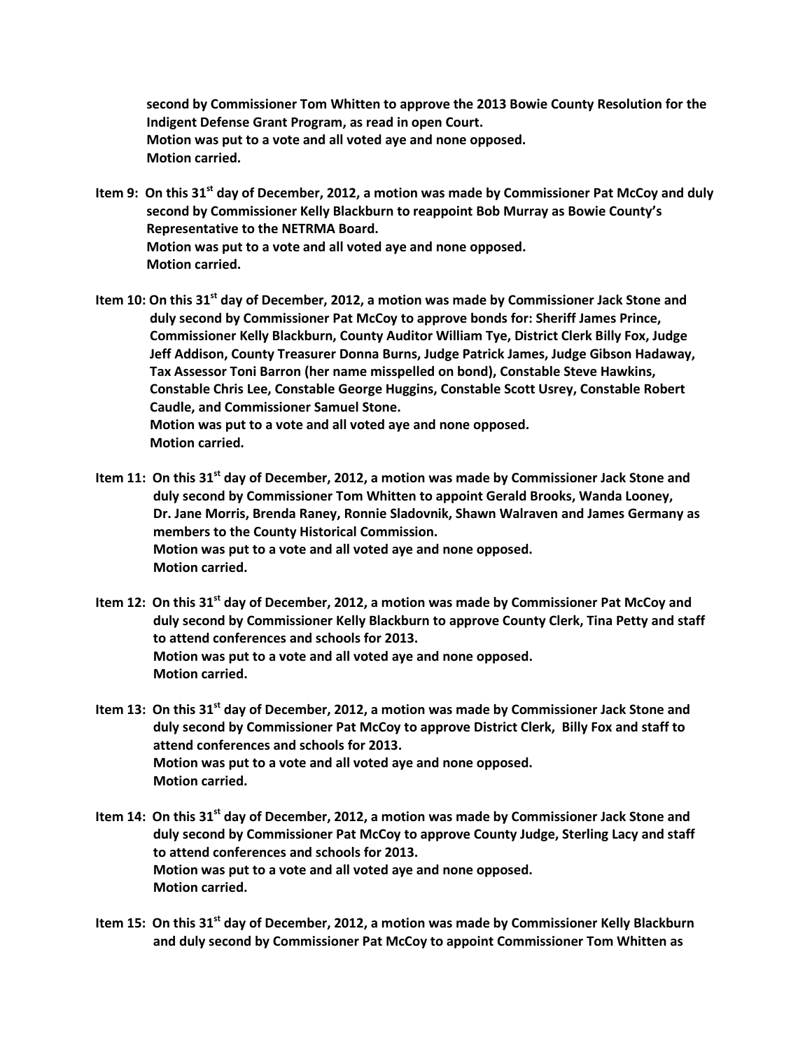**second by Commissioner Tom Whitten to approve the 2013 Bowie County Resolution for the Indigent Defense Grant Program, as read in open Court.**
**Motion was put to a vote and all voted aye and none opposed.**
**Motion carried.**

**Item 9: On this 31st day of December, 2012, a motion was made by Commissioner Pat McCoy and duly second by Commissioner Kelly Blackburn to reappoint Bob Murray as Bowie County's Representative to the NETRMA Board.**
**Motion was put to a vote and all voted aye and none opposed.**
**Motion carried.**

**Item 10: On this 31st day of December, 2012, a motion was made by Commissioner Jack Stone and duly second by Commissioner Pat McCoy to approve bonds for: Sheriff James Prince, Commissioner Kelly Blackburn, County Auditor William Tye, District Clerk Billy Fox, Judge Jeff Addison, County Treasurer Donna Burns, Judge Patrick James, Judge Gibson Hadaway, Tax Assessor Toni Barron (her name misspelled on bond), Constable Steve Hawkins, Constable Chris Lee, Constable George Huggins, Constable Scott Usrey, Constable Robert Caudle, and Commissioner Samuel Stone.**
**Motion was put to a vote and all voted aye and none opposed.**
**Motion carried.**

**Item 11: On this 31st day of December, 2012, a motion was made by Commissioner Jack Stone and duly second by Commissioner Tom Whitten to appoint Gerald Brooks, Wanda Looney, Dr. Jane Morris, Brenda Raney, Ronnie Sladovnik, Shawn Walraven and James Germany as members to the County Historical Commission.**
**Motion was put to a vote and all voted aye and none opposed.**
**Motion carried.**

**Item 12: On this 31st day of December, 2012, a motion was made by Commissioner Pat McCoy and duly second by Commissioner Kelly Blackburn to approve County Clerk, Tina Petty and staff to attend conferences and schools for 2013.**
**Motion was put to a vote and all voted aye and none opposed.**
**Motion carried.**

**Item 13: On this 31st day of December, 2012, a motion was made by Commissioner Jack Stone and duly second by Commissioner Pat McCoy to approve District Clerk, Billy Fox and staff to attend conferences and schools for 2013.**
**Motion was put to a vote and all voted aye and none opposed.**
**Motion carried.**

**Item 14: On this 31st day of December, 2012, a motion was made by Commissioner Jack Stone and duly second by Commissioner Pat McCoy to approve County Judge, Sterling Lacy and staff to attend conferences and schools for 2013.**
**Motion was put to a vote and all voted aye and none opposed.**
**Motion carried.**

**Item 15: On this 31st day of December, 2012, a motion was made by Commissioner Kelly Blackburn and duly second by Commissioner Pat McCoy to appoint Commissioner Tom Whitten as**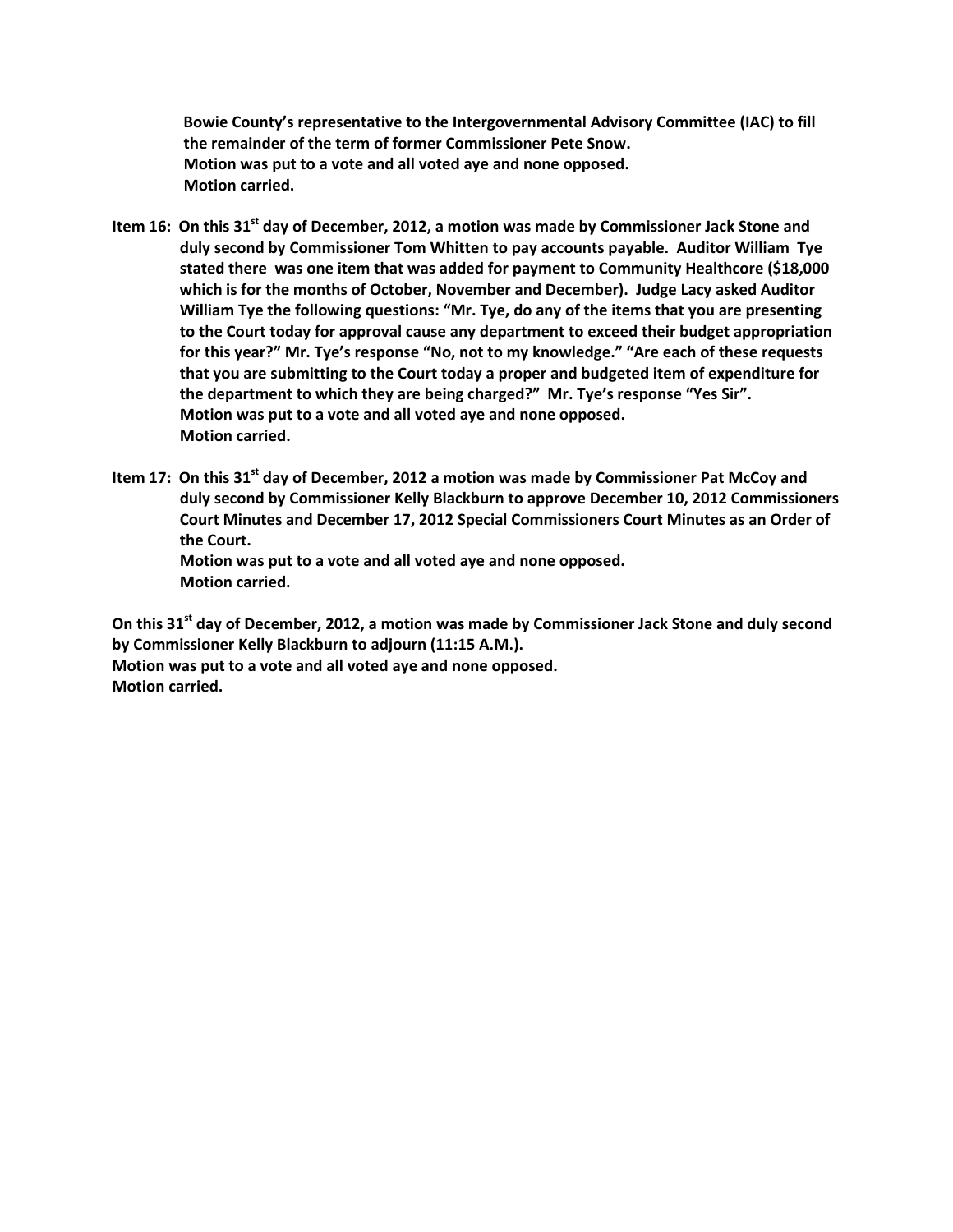**Bowie County's representative to the Intergovernmental Advisory Committee (IAC) to fill the remainder of the term of former Commissioner Pete Snow.**
**Motion was put to a vote and all voted aye and none opposed.**
**Motion carried.**

**Item 16: On this 31st day of December, 2012, a motion was made by Commissioner Jack Stone and duly second by Commissioner Tom Whitten to pay accounts payable. Auditor William Tye stated there was one item that was added for payment to Community Healthcore ($18,000 which is for the months of October, November and December). Judge Lacy asked Auditor William Tye the following questions: "Mr. Tye, do any of the items that you are presenting to the Court today for approval cause any department to exceed their budget appropriation for this year?" Mr. Tye's response "No, not to my knowledge." "Are each of these requests that you are submitting to the Court today a proper and budgeted item of expenditure for the department to which they are being charged?" Mr. Tye's response "Yes Sir".**
**Motion was put to a vote and all voted aye and none opposed.**
**Motion carried.**

**Item 17: On this 31st day of December, 2012 a motion was made by Commissioner Pat McCoy and duly second by Commissioner Kelly Blackburn to approve December 10, 2012 Commissioners Court Minutes and December 17, 2012 Special Commissioners Court Minutes as an Order of the Court.**
**Motion was put to a vote and all voted aye and none opposed.**
**Motion carried.**

**On this 31st day of December, 2012, a motion was made by Commissioner Jack Stone and duly second by Commissioner Kelly Blackburn to adjourn (11:15 A.M.).**
**Motion was put to a vote and all voted aye and none opposed.**
**Motion carried.**